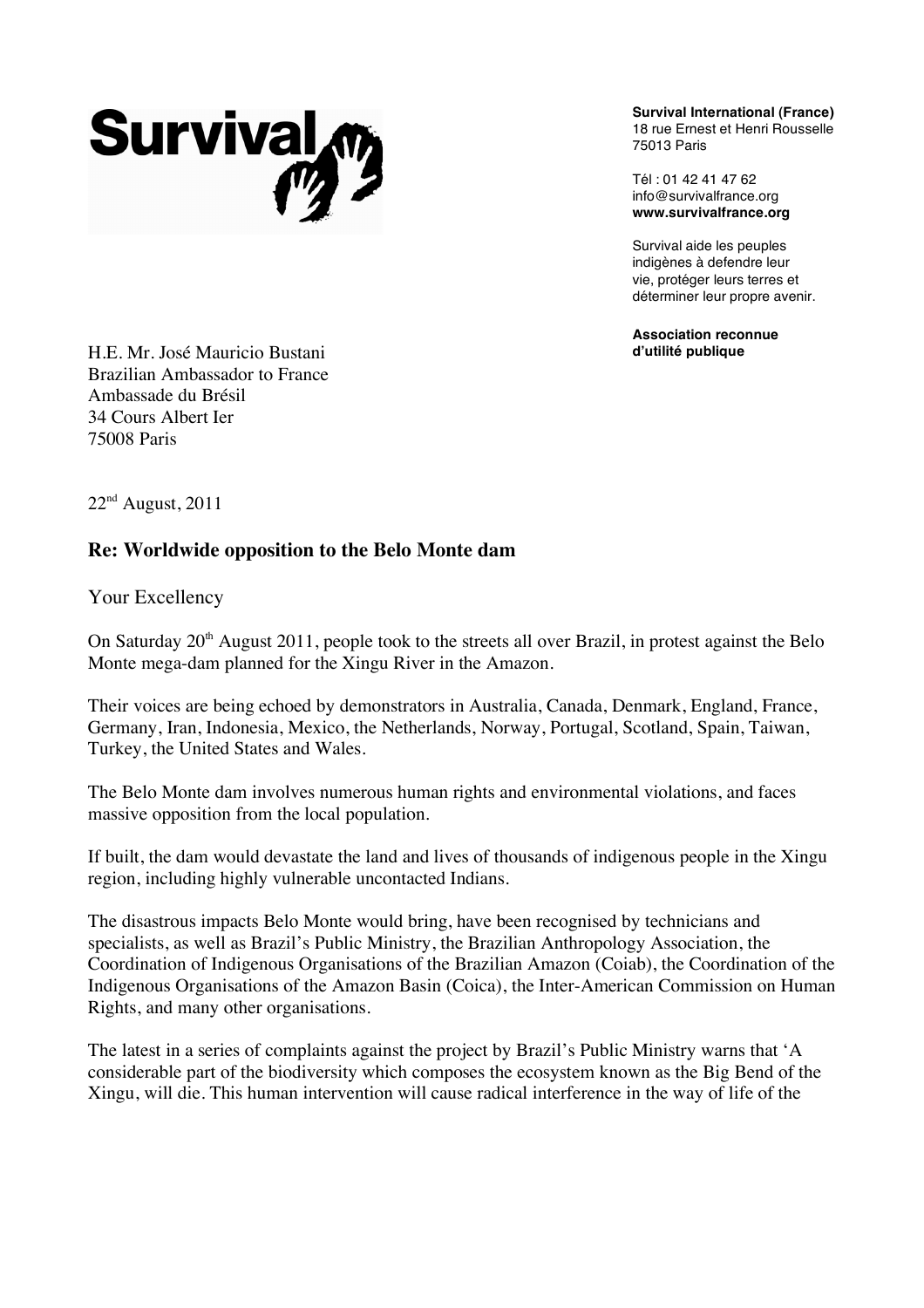Survival

**Survival International (France)**
18 rue Ernest et Henri Rousselle
75013 Paris

Tél : 01 42 41 47 62
info@survivalfrance.org
**www.survivalfrance.org**

Survival aide les peuples indigènes à defendre leur vie, protéger leurs terres et déterminer leur propre avenir.

**Association reconnue d'utilité publique**

H.E. Mr. José Mauricio Bustani
Brazilian Ambassador to France
Ambassade du Brésil
34 Cours Albert Ier
75008 Paris

22nd August, 2011

**Re: Worldwide opposition to the Belo Monte dam**

Your Excellency

On Saturday 20th August 2011, people took to the streets all over Brazil, in protest against the Belo Monte mega-dam planned for the Xingu River in the Amazon.

Their voices are being echoed by demonstrators in Australia, Canada, Denmark, England, France, Germany, Iran, Indonesia, Mexico, the Netherlands, Norway, Portugal, Scotland, Spain, Taiwan, Turkey, the United States and Wales.

The Belo Monte dam involves numerous human rights and environmental violations, and faces massive opposition from the local population.

If built, the dam would devastate the land and lives of thousands of indigenous people in the Xingu region, including highly vulnerable uncontacted Indians.

The disastrous impacts Belo Monte would bring, have been recognised by technicians and specialists, as well as Brazil's Public Ministry, the Brazilian Anthropology Association, the Coordination of Indigenous Organisations of the Brazilian Amazon (Coiab), the Coordination of the Indigenous Organisations of the Amazon Basin (Coica), the Inter-American Commission on Human Rights, and many other organisations.

The latest in a series of complaints against the project by Brazil's Public Ministry warns that 'A considerable part of the biodiversity which composes the ecosystem known as the Big Bend of the Xingu, will die. This human intervention will cause radical interference in the way of life of the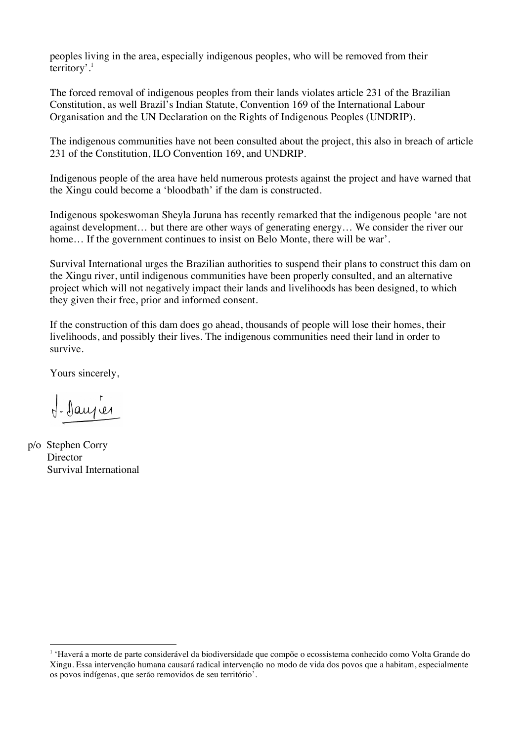peoples living in the area, especially indigenous peoples, who will be removed from their territory'.[1]

The forced removal of indigenous peoples from their lands violates article 231 of the Brazilian Constitution, as well Brazil's Indian Statute, Convention 169 of the International Labour Organisation and the UN Declaration on the Rights of Indigenous Peoples (UNDRIP).

The indigenous communities have not been consulted about the project, this also in breach of article 231 of the Constitution, ILO Convention 169, and UNDRIP.

Indigenous people of the area have held numerous protests against the project and have warned that the Xingu could become a 'bloodbath' if the dam is constructed.

Indigenous spokeswoman Sheyla Juruna has recently remarked that the indigenous people 'are not against development… but there are other ways of generating energy… We consider the river our home… If the government continues to insist on Belo Monte, there will be war'.

Survival International urges the Brazilian authorities to suspend their plans to construct this dam on the Xingu river, until indigenous communities have been properly consulted, and an alternative project which will not negatively impact their lands and livelihoods has been designed, to which they given their free, prior and informed consent.

If the construction of this dam does go ahead, thousands of people will lose their homes, their livelihoods, and possibly their lives. The indigenous communities need their land in order to survive.

Yours sincerely,

J. Daujies

p/o Stephen Corry
Director
Survival International

---

[1] 'Haverá a morte de parte considerável da biodiversidade que compõe o ecossistema conhecido como Volta Grande do Xingu. Essa intervenção humana causará radical intervenção no modo de vida dos povos que a habitam, especialmente os povos indígenas, que serão removidos de seu território'.